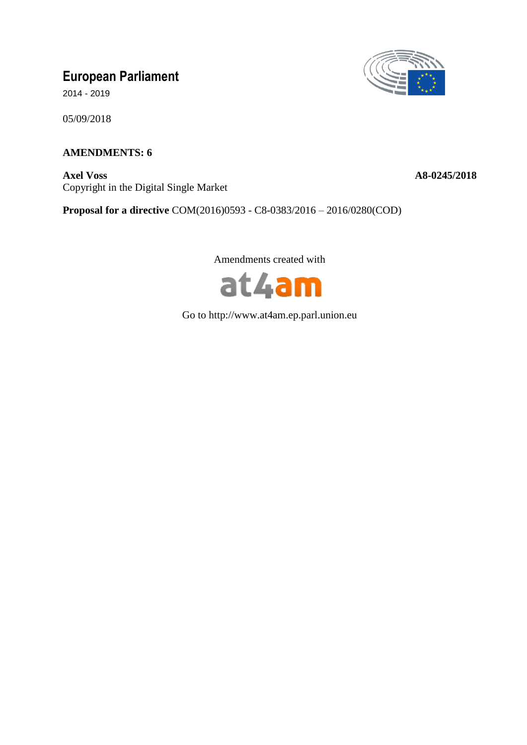# European Parliament

2014 - 2019

05/09/2018

**AMENDMENTS: 6**

**Axel Voss** **A8-0245/2018**
Copyright in the Digital Single Market

**Proposal for a directive** COM(2016)0593 - C8-0383/2016 – 2016/0280(COD)

Amendments created with

at4am

Go to http://www.at4am.ep.parl.union.eu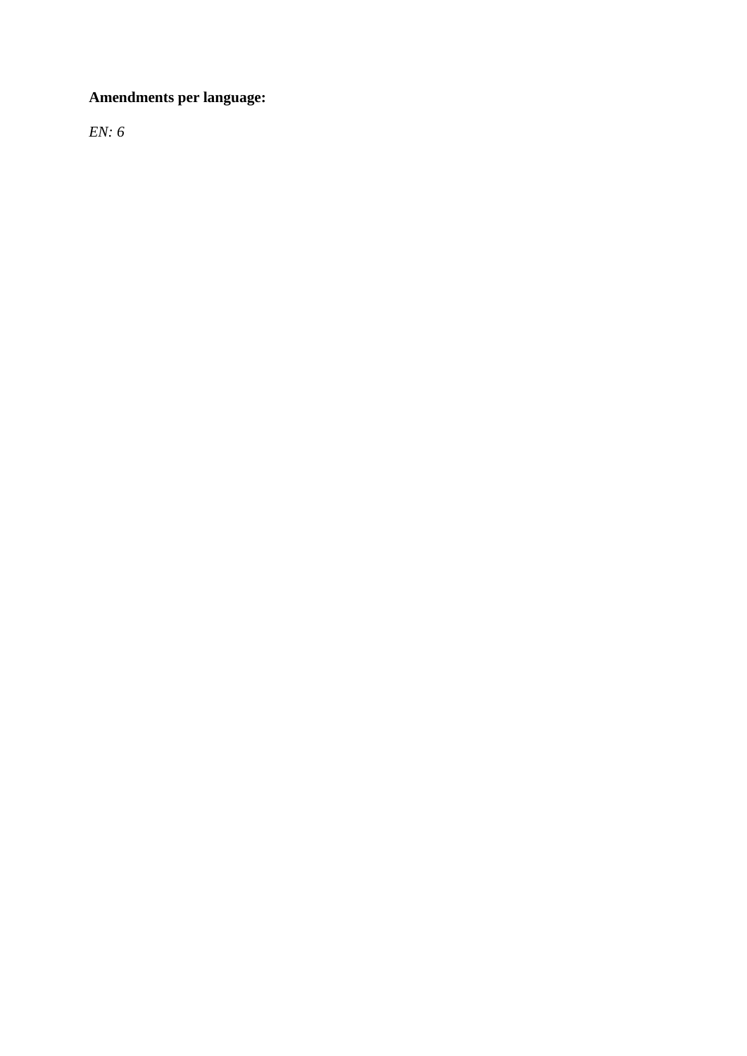**Amendments per language:**

*EN: 6*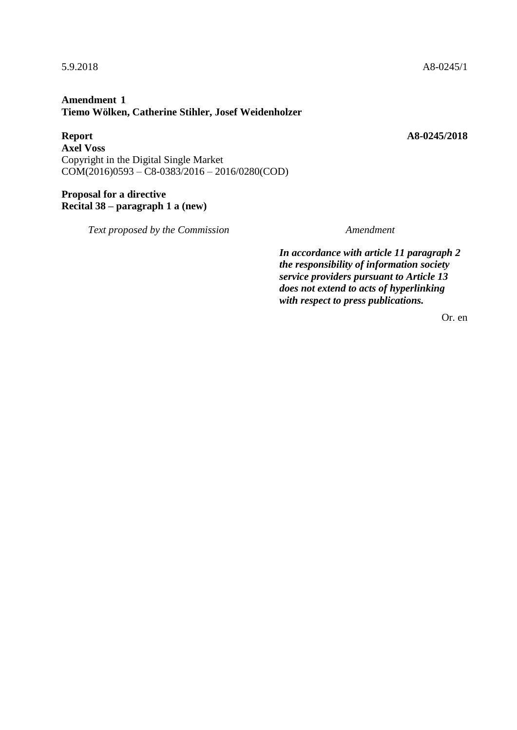5.9.2018 A8-0245/1

**Amendment 1**
**Tiemo Wölken, Catherine Stihler, Josef Weidenholzer**

**Report** **A8-0245/2018**
**Axel Voss**
Copyright in the Digital Single Market
COM(2016)0593 – C8-0383/2016 – 2016/0280(COD)

**Proposal for a directive**
**Recital 38 – paragraph 1 a (new)**

| *Text proposed by the Commission* | *Amendment* |
|---|---|
| | ***In accordance with article 11 paragraph 2 the responsibility of information society service providers pursuant to Article 13 does not extend to acts of hyperlinking with respect to press publications.*** |

Or. en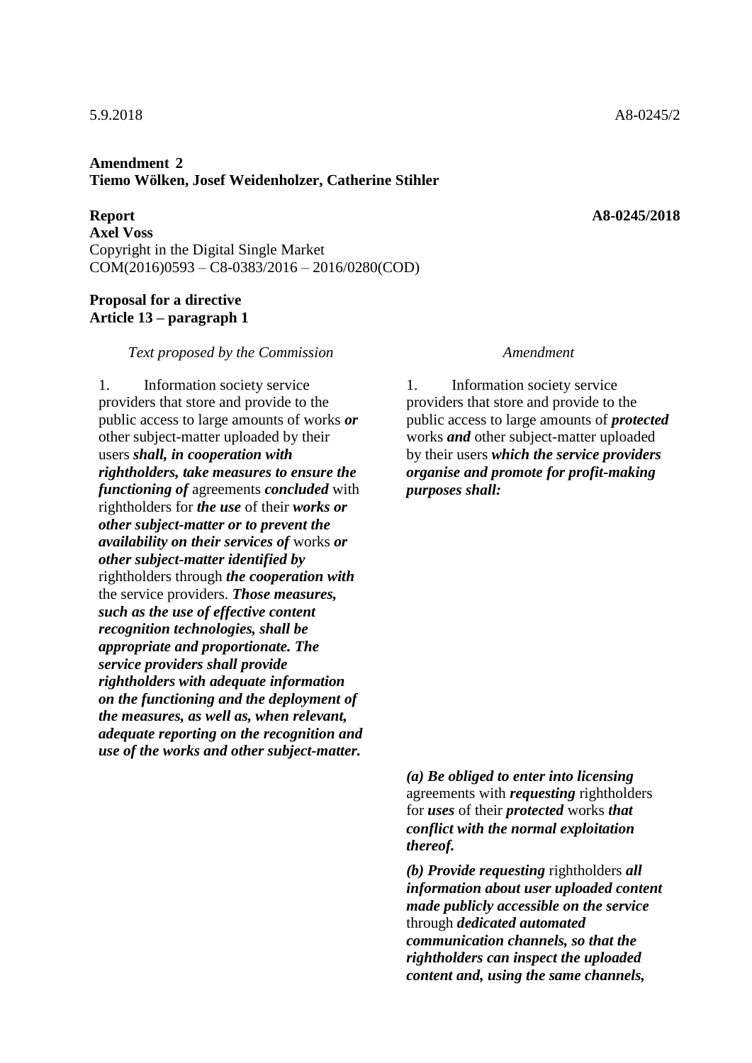5.9.2018 A8-0245/2

**Amendment 2**
**Tiemo Wölken, Josef Weidenholzer, Catherine Stihler**

**Report** **A8-0245/2018**
**Axel Voss**
Copyright in the Digital Single Market
COM(2016)0593 – C8-0383/2016 – 2016/0280(COD)

**Proposal for a directive**
**Article 13 – paragraph 1**

| *Text proposed by the Commission* | *Amendment* |
| --- | --- |
| 1. Information society service providers that store and provide to the public access to large amounts of works ***or*** other subject-matter uploaded by their users ***shall, in cooperation with rightholders, take measures to ensure the functioning of*** agreements ***concluded*** with rightholders for ***the use*** of their ***works or other subject-matter or to prevent the availability on their services of*** works ***or other subject-matter identified by*** rightholders through ***the cooperation with*** the service providers. ***Those measures, such as the use of effective content recognition technologies, shall be appropriate and proportionate. The service providers shall provide rightholders with adequate information on the functioning and the deployment of the measures, as well as, when relevant, adequate reporting on the recognition and use of the works and other subject-matter.*** | 1. Information society service providers that store and provide to the public access to large amounts of ***protected*** works ***and*** other subject-matter uploaded by their users ***which the service providers organise and promote for profit-making purposes shall:*** |
| | ***(a) Be obliged to enter into licensing*** agreements with ***requesting*** rightholders for ***uses*** of their ***protected*** works ***that conflict with the normal exploitation thereof.*** |
| | ***(b) Provide requesting*** rightholders ***all information about user uploaded content made publicly accessible on the service*** through ***dedicated automated communication channels, so that the rightholders can inspect the uploaded content and, using the same channels,*** |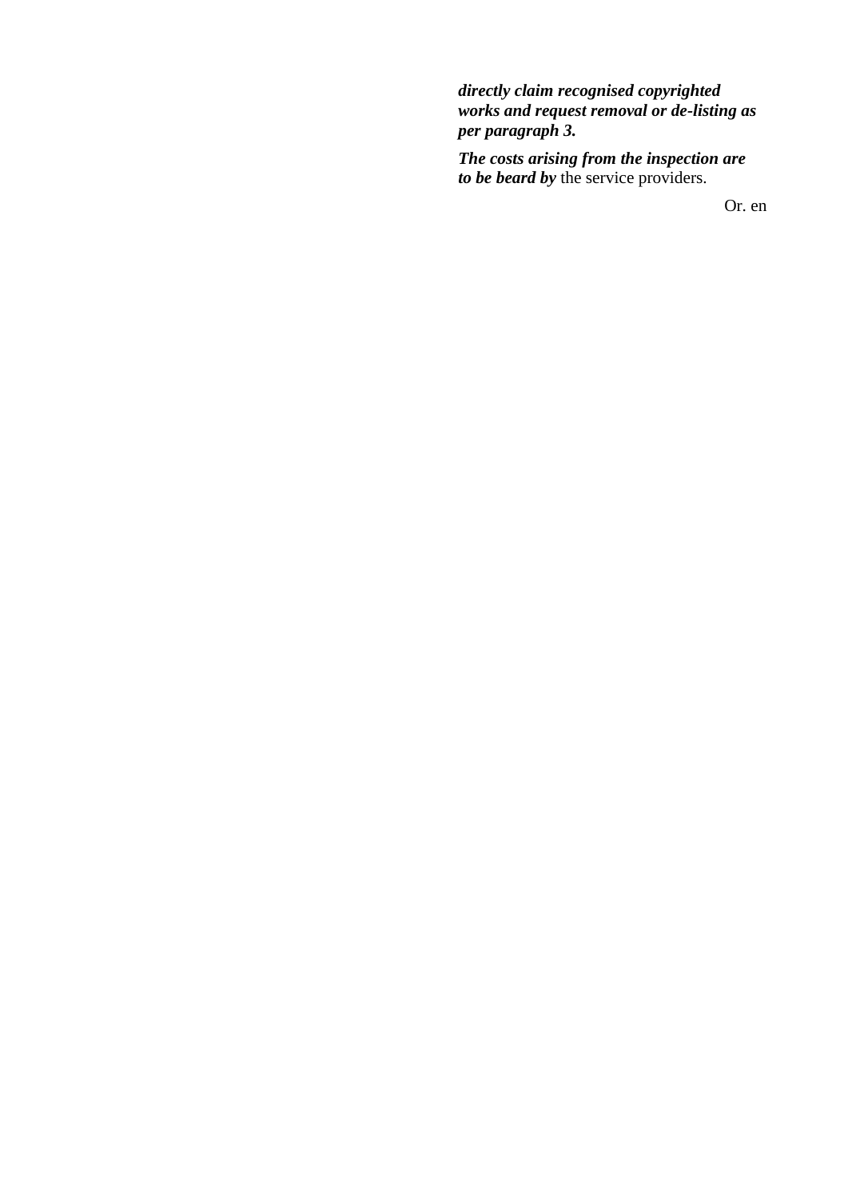***directly claim recognised copyrighted works and request removal or de-listing as per paragraph 3.***

***The costs arising from the inspection are to be beard by*** the service providers.

Or. en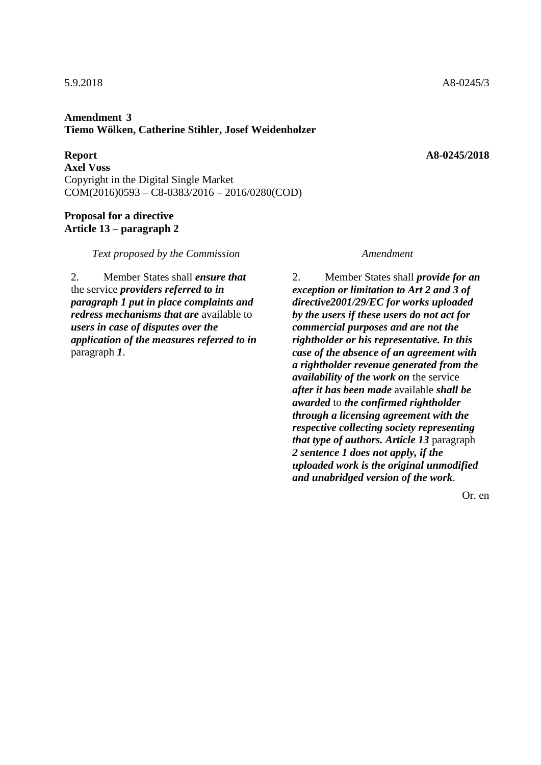5.9.2018 A8-0245/3

**Amendment 3**
**Tiemo Wölken, Catherine Stihler, Josef Weidenholzer**

**Report** **A8-0245/2018**
**Axel Voss**
Copyright in the Digital Single Market
COM(2016)0593 – C8-0383/2016 – 2016/0280(COD)

**Proposal for a directive**
**Article 13 – paragraph 2**

| *Text proposed by the Commission* | *Amendment* |
|---|---|
| 2. Member States shall ***ensure that*** the service ***providers referred to in paragraph 1 put in place complaints and redress mechanisms that are*** available to ***users in case of disputes over the application of the measures referred to in*** paragraph ***1***. | 2. Member States shall ***provide for an exception or limitation to Art 2 and 3 of directive2001/29/EC for works uploaded by the users if these users do not act for commercial purposes and are not the rightholder or his representative. In this case of the absence of an agreement with a rightholder revenue generated from the availability of the work on*** the service ***after it has been made*** available ***shall be awarded*** to ***the confirmed rightholder through a licensing agreement with the respective collecting society representing that type of authors. Article 13*** paragraph ***2 sentence 1 does not apply, if the uploaded work is the original unmodified and unabridged version of the work***. |

Or. en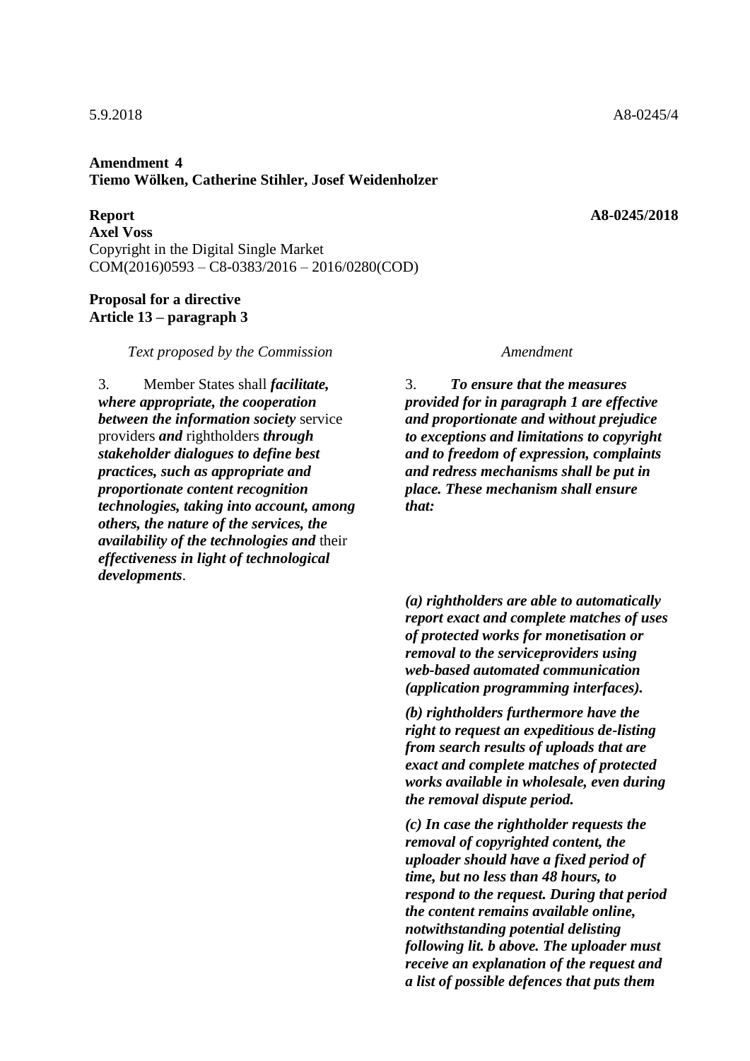5.9.2018 A8-0245/4

**Amendment 4**
**Tiemo Wölken, Catherine Stihler, Josef Weidenholzer**

**Report** **A8-0245/2018**
**Axel Voss**
Copyright in the Digital Single Market
COM(2016)0593 – C8-0383/2016 – 2016/0280(COD)

**Proposal for a directive**
**Article 13 – paragraph 3**

| *Text proposed by the Commission* | *Amendment* |
|---|---|
| 3. Member States shall ***facilitate, where appropriate, the cooperation between the information society*** service providers ***and*** rightholders ***through stakeholder dialogues to define best practices, such as appropriate and proportionate content recognition technologies, taking into account, among others, the nature of the services, the availability of the technologies and*** their ***effectiveness in light of technological developments***. | 3. ***To ensure that the measures provided for in paragraph 1 are effective and proportionate and without prejudice to exceptions and limitations to copyright and to freedom of expression, complaints and redress mechanisms shall be put in place. These mechanism shall ensure that:*** |
| | ***(a) rightholders are able to automatically report exact and complete matches of uses of protected works for monetisation or removal to the serviceproviders using web-based automated communication (application programming interfaces).*** |
| | ***(b) rightholders furthermore have the right to request an expeditious de-listing from search results of uploads that are exact and complete matches of protected works available in wholesale, even during the removal dispute period.*** |
| | ***(c) In case the rightholder requests the removal of copyrighted content, the uploader should have a fixed period of time, but no less than 48 hours, to respond to the request. During that period the content remains available online, notwithstanding potential delisting following lit. b above. The uploader must receive an explanation of the request and a list of possible defences that puts them*** |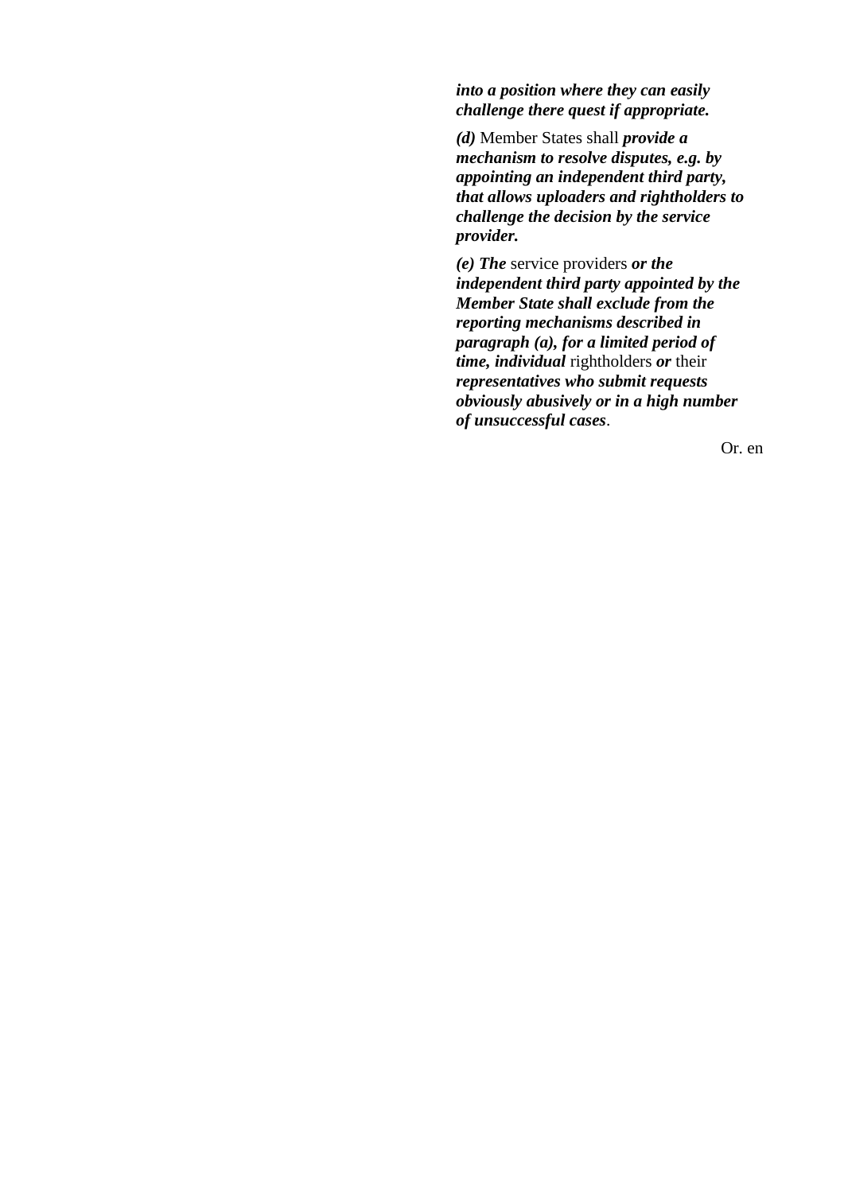***into a position where they can easily challenge there quest if appropriate.***

***(d)*** Member States shall ***provide a mechanism to resolve disputes, e.g. by appointing an independent third party, that allows uploaders and rightholders to challenge the decision by the service provider.***

***(e) The*** service providers ***or the independent third party appointed by the Member State shall exclude from the reporting mechanisms described in paragraph (a), for a limited period of time, individual*** rightholders ***or*** their ***representatives who submit requests obviously abusively or in a high number of unsuccessful cases***.

Or. en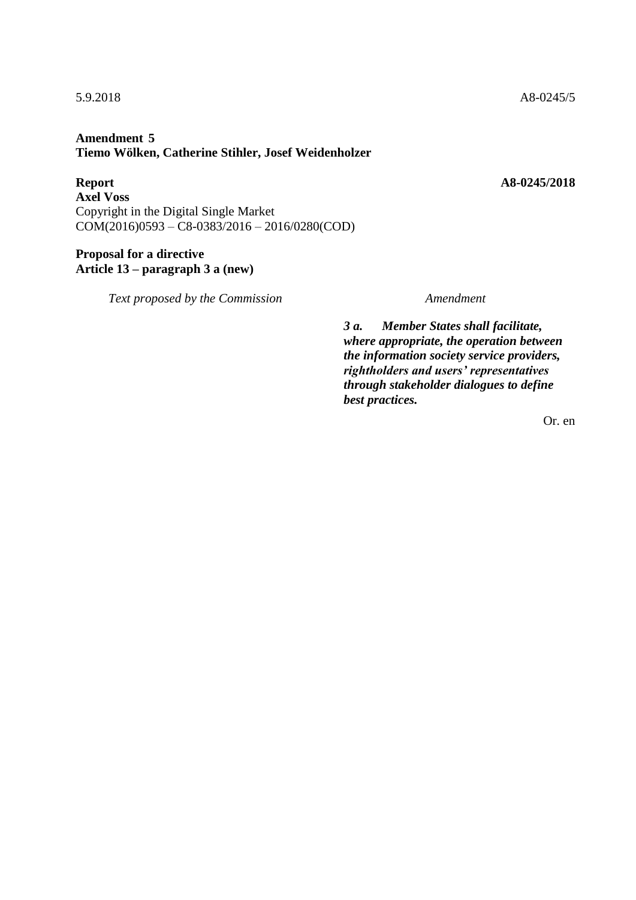5.9.2018 A8-0245/5

**Amendment 5**
**Tiemo Wölken, Catherine Stihler, Josef Weidenholzer**

**Report** **A8-0245/2018**
**Axel Voss**
Copyright in the Digital Single Market
COM(2016)0593 – C8-0383/2016 – 2016/0280(COD)

**Proposal for a directive**
**Article 13 – paragraph 3 a (new)**

| *Text proposed by the Commission* | *Amendment* |
| --- | --- |
| | ***3 a. Member States shall facilitate, where appropriate, the operation between the information society service providers, rightholders and users' representatives through stakeholder dialogues to define best practices.*** |

Or. en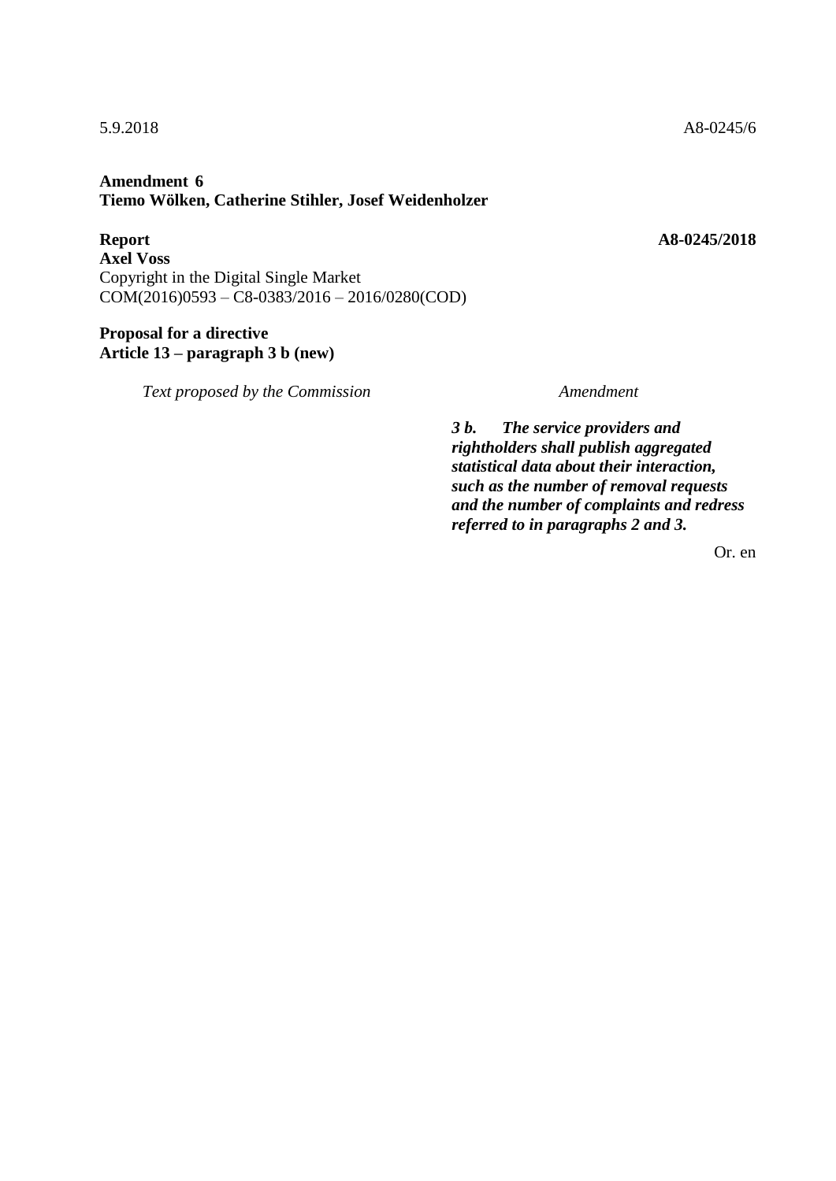5.9.2018 A8-0245/6

**Amendment 6**
**Tiemo Wölken, Catherine Stihler, Josef Weidenholzer**

**Report** **A8-0245/2018**
**Axel Voss**
Copyright in the Digital Single Market
COM(2016)0593 – C8-0383/2016 – 2016/0280(COD)

**Proposal for a directive**
**Article 13 – paragraph 3 b (new)**

| *Text proposed by the Commission* | *Amendment* |
| --- | --- |
| | ***3 b. The service providers and rightholders shall publish aggregated statistical data about their interaction, such as the number of removal requests and the number of complaints and redress referred to in paragraphs 2 and 3.*** |

Or. en